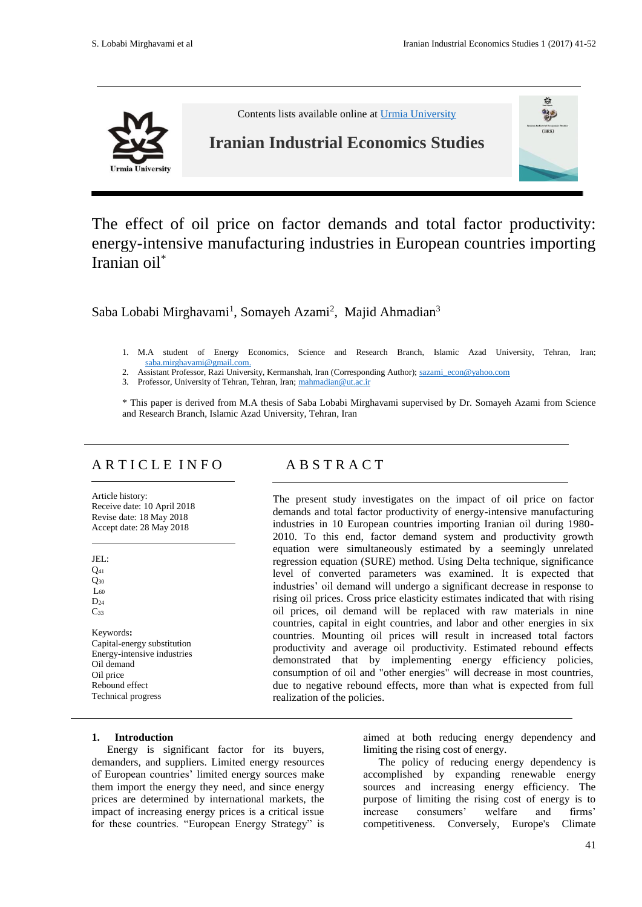Contents lists available online at Urmia University

**Iranian Industrial Economics Studies**

# The effect of oil price on factor demands and total factor productivity: energy-intensive manufacturing industries in European countries importing Iranian oil*

Saba Lobabi Mirghavami[1], Somayeh Azami[2], Majid Ahmadian[3]

1. M.A student of Energy Economics, Science and Research Branch, Islamic Azad University, Tehran, Iran; saba.mirghavami@gmail.com.
2. Assistant Professor, Razi University, Kermanshah, Iran (Corresponding Author); sazami_econ@yahoo.com
3. Professor, University of Tehran, Tehran, Iran; mahmadian@ut.ac.ir

* This paper is derived from M.A thesis of Saba Lobabi Mirghavami supervised by Dr. Somayeh Azami from Science and Research Branch, Islamic Azad University, Tehran, Iran

## ARTICLE INFO

Article history:
Receive date: 10 April 2018
Revise date: 18 May 2018
Accept date: 28 May 2018

JEL:
$Q_{41}$
$Q_{30}$
$L_{60}$
$D_{24}$
$C_{33}$

**Keywords:**
Capital-energy substitution
Energy-intensive industries
Oil demand
Oil price
Rebound effect
Technical progress

## ABSTRACT

The present study investigates on the impact of oil price on factor demands and total factor productivity of energy-intensive manufacturing industries in 10 European countries importing Iranian oil during 1980-2010. To this end, factor demand system and productivity growth equation were simultaneously estimated by a seemingly unrelated regression equation (SURE) method. Using Delta technique, significance level of converted parameters was examined. It is expected that industries' oil demand will undergo a significant decrease in response to rising oil prices. Cross price elasticity estimates indicated that with rising oil prices, oil demand will be replaced with raw materials in nine countries, capital in eight countries, and labor and other energies in six countries. Mounting oil prices will result in increased total factors productivity and average oil productivity. Estimated rebound effects demonstrated that by implementing energy efficiency policies, consumption of oil and "other energies" will decrease in most countries, due to negative rebound effects, more than what is expected from full realization of the policies.

## 1. Introduction

Energy is significant factor for its buyers, demanders, and suppliers. Limited energy resources of European countries' limited energy sources make them import the energy they need, and since energy prices are determined by international markets, the impact of increasing energy prices is a critical issue for these countries. "European Energy Strategy" is aimed at both reducing energy dependency and limiting the rising cost of energy.

The policy of reducing energy dependency is accomplished by expanding renewable energy sources and increasing energy efficiency. The purpose of limiting the rising cost of energy is to increase consumers' welfare and firms' competitiveness. Conversely, Europe's Climate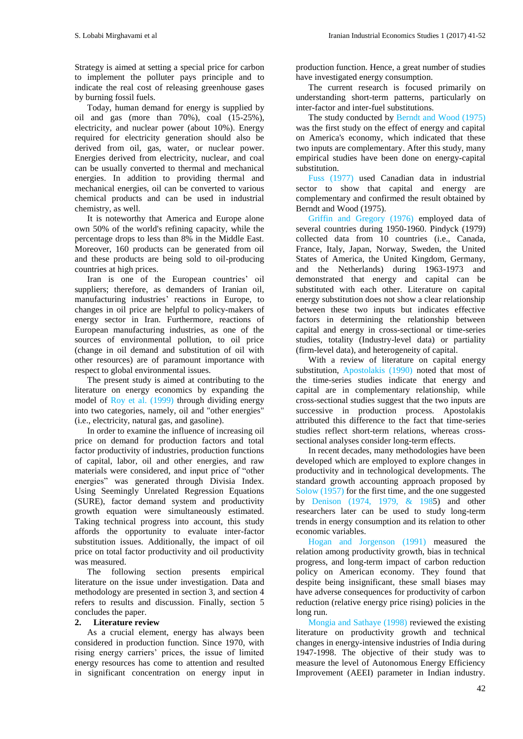Strategy is aimed at setting a special price for carbon to implement the polluter pays principle and to indicate the real cost of releasing greenhouse gases by burning fossil fuels.

Today, human demand for energy is supplied by oil and gas (more than 70%), coal (15-25%), electricity, and nuclear power (about 10%). Energy required for electricity generation should also be derived from oil, gas, water, or nuclear power. Energies derived from electricity, nuclear, and coal can be usually converted to thermal and mechanical energies. In addition to providing thermal and mechanical energies, oil can be converted to various chemical products and can be used in industrial chemistry, as well.

It is noteworthy that America and Europe alone own 50% of the world's refining capacity, while the percentage drops to less than 8% in the Middle East. Moreover, 160 products can be generated from oil and these products are being sold to oil-producing countries at high prices.

Iran is one of the European countries' oil suppliers; therefore, as demanders of Iranian oil, manufacturing industries' reactions in Europe, to changes in oil price are helpful to policy-makers of energy sector in Iran. Furthermore, reactions of European manufacturing industries, as one of the sources of environmental pollution, to oil price (change in oil demand and substitution of oil with other resources) are of paramount importance with respect to global environmental issues.

The present study is aimed at contributing to the literature on energy economics by expanding the model of Roy et al. (1999) through dividing energy into two categories, namely, oil and "other energies" (i.e., electricity, natural gas, and gasoline).

In order to examine the influence of increasing oil price on demand for production factors and total factor productivity of industries, production functions of capital, labor, oil and other energies, and raw materials were considered, and input price of "other energies" was generated through Divisia Index. Using Seemingly Unrelated Regression Equations (SURE), factor demand system and productivity growth equation were simultaneously estimated. Taking technical progress into account, this study affords the opportunity to evaluate inter-factor substitution issues. Additionally, the impact of oil price on total factor productivity and oil productivity was measured.

The following section presents empirical literature on the issue under investigation. Data and methodology are presented in section 3, and section 4 refers to results and discussion. Finally, section 5 concludes the paper.

## 2. Literature review

As a crucial element, energy has always been considered in production function. Since 1970, with rising energy carriers' prices, the issue of limited energy resources has come to attention and resulted in significant concentration on energy input in production function. Hence, a great number of studies have investigated energy consumption.

The current research is focused primarily on understanding short-term patterns, particularly on inter-factor and inter-fuel substitutions.

The study conducted by Berndt and Wood (1975) was the first study on the effect of energy and capital on America's economy, which indicated that these two inputs are complementary. After this study, many empirical studies have been done on energy-capital substitution.

Fuss (1977) used Canadian data in industrial sector to show that capital and energy are complementary and confirmed the result obtained by Berndt and Wood (1975).

Griffin and Gregory (1976) employed data of several countries during 1950-1960. Pindyck (1979) collected data from 10 countries (i.e., Canada, France, Italy, Japan, Norway, Sweden, the United States of America, the United Kingdom, Germany, and the Netherlands) during 1963-1973 and demonstrated that energy and capital can be substituted with each other. Literature on capital energy substitution does not show a clear relationship between these two inputs but indicates effective factors in determining the relationship between capital and energy in cross-sectional or time-series studies, totality (Industry-level data) or partiality (firm-level data), and heterogeneity of capital.

With a review of literature on capital energy substitution, Apostolakis (1990) noted that most of the time-series studies indicate that energy and capital are in complementary relationship, while cross-sectional studies suggest that the two inputs are successive in production process. Apostolakis attributed this difference to the fact that time-series studies reflect short-term relations, whereas cross-sectional analyses consider long-term effects.

In recent decades, many methodologies have been developed which are employed to explore changes in productivity and in technological developments. The standard growth accounting approach proposed by Solow (1957) for the first time, and the one suggested by Denison (1974, 1979, & 1985) and other researchers later can be used to study long-term trends in energy consumption and its relation to other economic variables.

Hogan and Jorgenson (1991) measured the relation among productivity growth, bias in technical progress, and long-term impact of carbon reduction policy on American economy. They found that despite being insignificant, these small biases may have adverse consequences for productivity of carbon reduction (relative energy price rising) policies in the long run.

Mongia and Sathaye (1998) reviewed the existing literature on productivity growth and technical changes in energy-intensive industries of India during 1947-1998. The objective of their study was to measure the level of Autonomous Energy Efficiency Improvement (AEEI) parameter in Indian industry.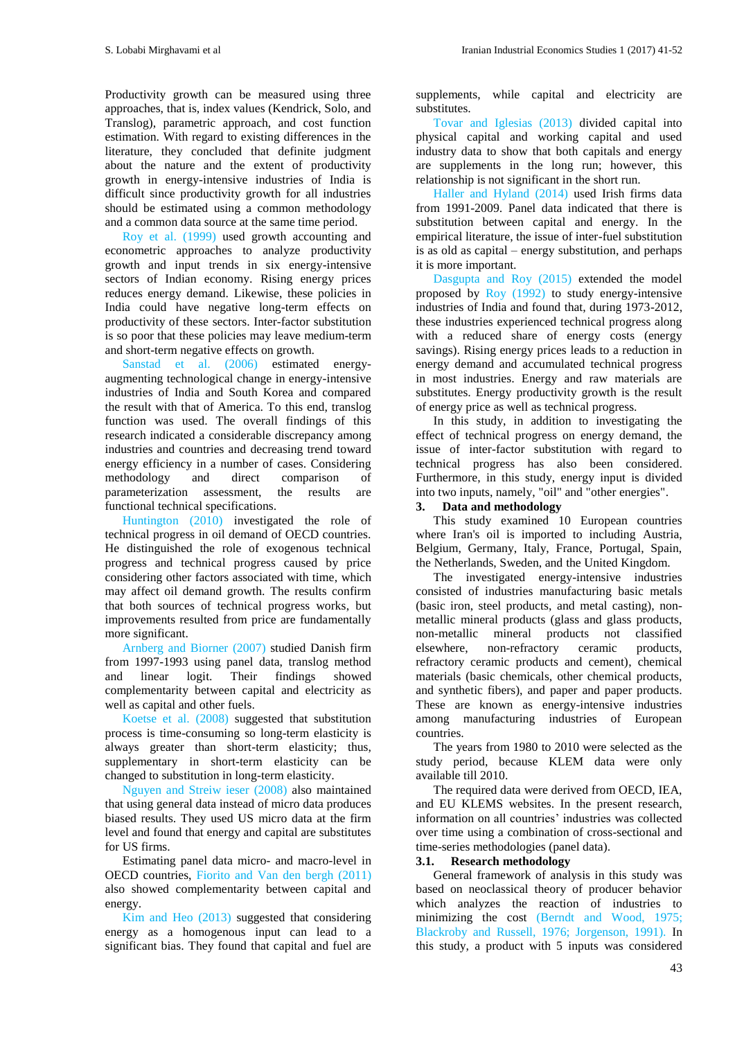Productivity growth can be measured using three approaches, that is, index values (Kendrick, Solo, and Translog), parametric approach, and cost function estimation. With regard to existing differences in the literature, they concluded that definite judgment about the nature and the extent of productivity growth in energy-intensive industries of India is difficult since productivity growth for all industries should be estimated using a common methodology and a common data source at the same time period.

Roy et al. (1999) used growth accounting and econometric approaches to analyze productivity growth and input trends in six energy-intensive sectors of Indian economy. Rising energy prices reduces energy demand. Likewise, these policies in India could have negative long-term effects on productivity of these sectors. Inter-factor substitution is so poor that these policies may leave medium-term and short-term negative effects on growth.

Sanstad et al. (2006) estimated energy-augmenting technological change in energy-intensive industries of India and South Korea and compared the result with that of America. To this end, translog function was used. The overall findings of this research indicated a considerable discrepancy among industries and countries and decreasing trend toward energy efficiency in a number of cases. Considering methodology and direct comparison of parameterization assessment, the results are functional technical specifications.

Huntington (2010) investigated the role of technical progress in oil demand of OECD countries. He distinguished the role of exogenous technical progress and technical progress caused by price considering other factors associated with time, which may affect oil demand growth. The results confirm that both sources of technical progress works, but improvements resulted from price are fundamentally more significant.

Arnberg and Biorner (2007) studied Danish firm from 1997-1993 using panel data, translog method and linear logit. Their findings showed complementarity between capital and electricity as well as capital and other fuels.

Koetse et al. (2008) suggested that substitution process is time-consuming so long-term elasticity is always greater than short-term elasticity; thus, supplementary in short-term elasticity can be changed to substitution in long-term elasticity.

Nguyen and Streiw ieser (2008) also maintained that using general data instead of micro data produces biased results. They used US micro data at the firm level and found that energy and capital are substitutes for US firms.

Estimating panel data micro- and macro-level in OECD countries, Fiorito and Van den bergh (2011) also showed complementarity between capital and energy.

Kim and Heo (2013) suggested that considering energy as a homogenous input can lead to a significant bias. They found that capital and fuel are supplements, while capital and electricity are substitutes.

Tovar and Iglesias (2013) divided capital into physical capital and working capital and used industry data to show that both capitals and energy are supplements in the long run; however, this relationship is not significant in the short run.

Haller and Hyland (2014) used Irish firms data from 1991-2009. Panel data indicated that there is substitution between capital and energy. In the empirical literature, the issue of inter-fuel substitution is as old as capital – energy substitution, and perhaps it is more important.

Dasgupta and Roy (2015) extended the model proposed by Roy (1992) to study energy-intensive industries of India and found that, during 1993-2012, these industries experienced technical progress along with a reduced share of energy costs (energy savings). Rising energy prices leads to a reduction in energy demand and accumulated technical progress in most industries. Energy and raw materials are substitutes. Energy productivity growth is the result of energy price as well as technical progress.

In this study, in addition to investigating the effect of technical progress on energy demand, the issue of inter-factor substitution with regard to technical progress has also been considered. Furthermore, in this study, energy input is divided into two inputs, namely, "oil" and "other energies".

## 3. Data and methodology

This study examined 10 European countries where Iran's oil is imported to including Austria, Belgium, Germany, Italy, France, Portugal, Spain, the Netherlands, Sweden, and the United Kingdom.

The investigated energy-intensive industries consisted of industries manufacturing basic metals (basic iron, steel products, and metal casting), non-metallic mineral products (glass and glass products, non-metallic mineral products not classified elsewhere, non-refractory ceramic products, refractory ceramic products and cement), chemical materials (basic chemicals, other chemical products, and synthetic fibers), and paper and paper products. These are known as energy-intensive industries among manufacturing industries of European countries.

The years from 1980 to 2010 were selected as the study period, because KLEM data were only available till 2010.

The required data were derived from OECD, IEA, and EU KLEMS websites. In the present research, information on all countries' industries was collected over time using a combination of cross-sectional and time-series methodologies (panel data).

### 3.1. Research methodology

General framework of analysis in this study was based on neoclassical theory of producer behavior which analyzes the reaction of industries to minimizing the cost (Berndt and Wood, 1975; Blackroby and Russell, 1976; Jorgenson, 1991). In this study, a product with 5 inputs was considered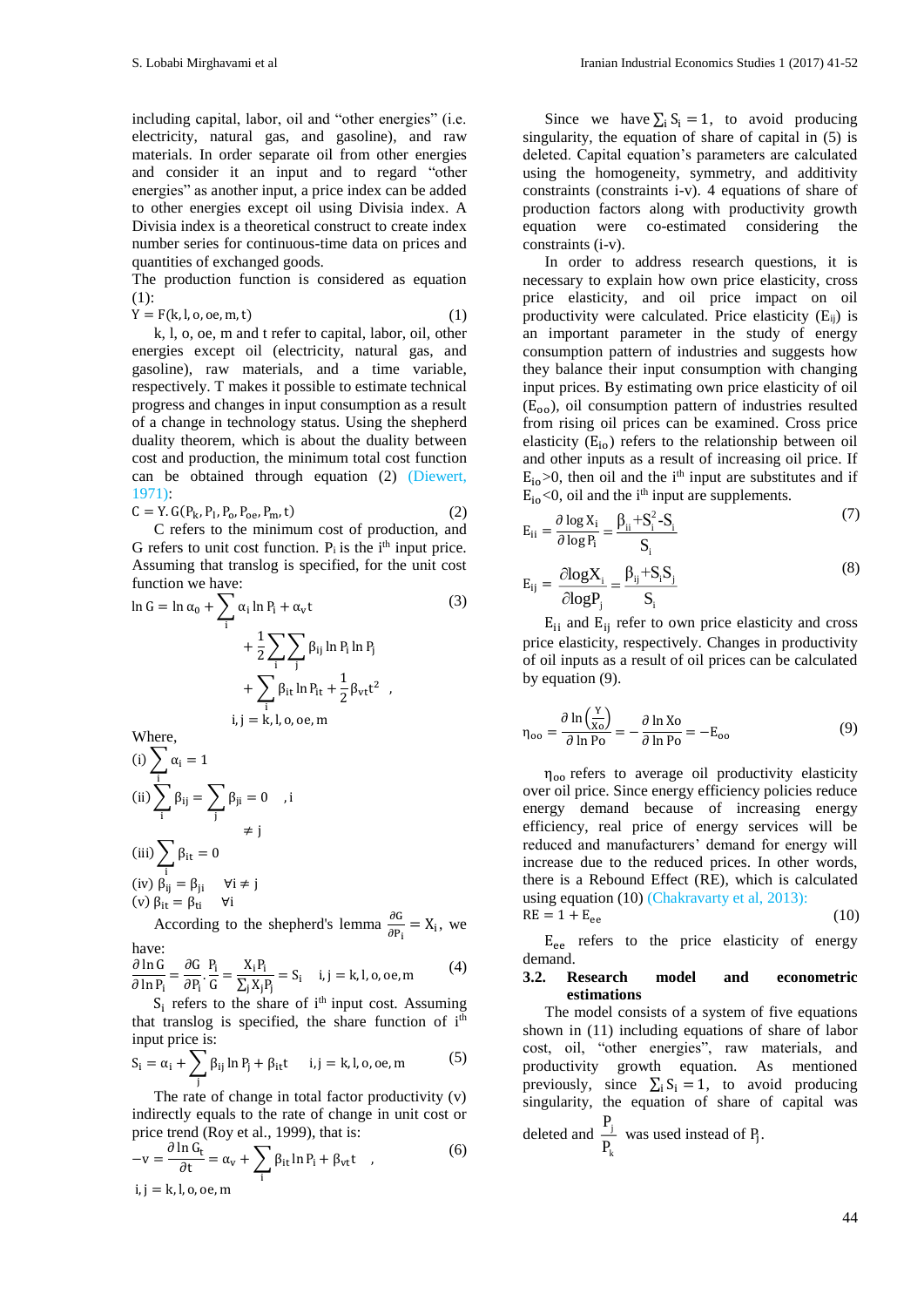including capital, labor, oil and "other energies" (i.e. electricity, natural gas, and gasoline), and raw materials. In order separate oil from other energies and consider it an input and to regard "other energies" as another input, a price index can be added to other energies except oil using Divisia index. A Divisia index is a theoretical construct to create index number series for continuous-time data on prices and quantities of exchanged goods.

The production function is considered as equation (1):

$$Y = F(k, l, o, oe, m, t) \tag{1}$$

k, l, o, oe, m and t refer to capital, labor, oil, other energies except oil (electricity, natural gas, and gasoline), raw materials, and a time variable, respectively. T makes it possible to estimate technical progress and changes in input consumption as a result of a change in technology status. Using the shepherd duality theorem, which is about the duality between cost and production, the minimum total cost function can be obtained through equation (2) (Diewert, 1971):

$$C = Y.G(P_k, P_l, P_o, P_{oe}, P_m, t) \tag{2}$$

C refers to the minimum cost of production, and G refers to unit cost function. $P_i$ is the $i^{th}$ input price. Assuming that translog is specified, for the unit cost function we have:

$$\ln G = \ln \alpha_0 + \sum_i \alpha_i \ln P_i + \alpha_v t + \frac{1}{2}\sum_i \sum_j \beta_{ij} \ln P_i \ln P_j + \sum_i \beta_{it} \ln P_{it} + \frac{1}{2}\beta_{vt} t^2 \quad , \quad i,j = k,l,o,oe,m \tag{3}$$

Where,

(i) $\sum_i \alpha_i = 1$

(ii) $\sum_i \beta_{ij} = \sum_j \beta_{ji} = 0 \quad , i \neq j$

(iii) $\sum_i \beta_{it} = 0$

(iv) $\beta_{ij} = \beta_{ji} \quad \forall i \neq j$

(v) $\beta_{it} = \beta_{ti} \quad \forall i$

According to the shepherd's lemma $\frac{\partial G}{\partial P_i} = X_i$, we have:

$$\frac{\partial \ln G}{\partial \ln P_i} = \frac{\partial G}{\partial P_i} \cdot \frac{P_i}{G} = \frac{X_i P_i}{\sum_j X_j P_j} = S_i \quad i,j = k,l,o,oe,m \tag{4}$$

$S_i$ refers to the share of $i^{th}$ input cost. Assuming that translog is specified, the share function of $i^{th}$ input price is:

$$S_i = \alpha_i + \sum_j \beta_{ij} \ln P_j + \beta_{it} t \quad i,j = k,l,o,oe,m \tag{5}$$

The rate of change in total factor productivity (v) indirectly equals to the rate of change in unit cost or price trend (Roy et al., 1999), that is:

$$-v = \frac{\partial \ln G_t}{\partial t} = \alpha_v + \sum_i \beta_{it} \ln P_i + \beta_{vt} t \quad , \quad i,j = k,l,o,oe,m \tag{6}$$

Since we have $\sum_i S_i = 1$, to avoid producing singularity, the equation of share of capital in (5) is deleted. Capital equation's parameters are calculated using the homogeneity, symmetry, and additivity constraints (constraints i-v). 4 equations of share of production factors along with productivity growth equation were co-estimated considering the constraints (i-v).

In order to address research questions, it is necessary to explain how own price elasticity, cross price elasticity, and oil price impact on oil productivity were calculated. Price elasticity ($E_{ij}$) is an important parameter in the study of energy consumption pattern of industries and suggests how they balance their input consumption with changing input prices. By estimating own price elasticity of oil ($E_{oo}$), oil consumption pattern of industries resulted from rising oil prices can be examined. Cross price elasticity ($E_{io}$) refers to the relationship between oil and other inputs as a result of increasing oil price. If $E_{io}>0$, then oil and the $i^{th}$ input are substitutes and if $E_{io}<0$, oil and the $i^{th}$ input are supplements.

$$E_{ii} = \frac{\partial \log X_i}{\partial \log P_i} = \frac{\beta_{ii} + S_i^2 - S_i}{S_i} \tag{7}$$

$$E_{ij} = \frac{\partial \log X_i}{\partial \log P_j} = \frac{\beta_{ij} + S_i S_j}{S_i} \tag{8}$$

$E_{ii}$ and $E_{ij}$ refer to own price elasticity and cross price elasticity, respectively. Changes in productivity of oil inputs as a result of oil prices can be calculated by equation (9).

$$\eta_{oo} = \frac{\partial \ln\left(\frac{Y}{Xo}\right)}{\partial \ln Po} = -\frac{\partial \ln Xo}{\partial \ln Po} = -E_{oo} \tag{9}$$

$\eta_{oo}$ refers to average oil productivity elasticity over oil price. Since energy efficiency policies reduce energy demand because of increasing energy efficiency, real price of energy services will be reduced and manufacturers' demand for energy will increase due to the reduced prices. In other words, there is a Rebound Effect (RE), which is calculated using equation (10) (Chakravarty et al, 2013):

$$RE = 1 + E_{ee} \tag{10}$$

$E_{ee}$ refers to the price elasticity of energy demand.

### 3.2. Research model and econometric estimations

The model consists of a system of five equations shown in (11) including equations of share of labor cost, oil, "other energies", raw materials, and productivity growth equation. As mentioned previously, since $\sum_i S_i = 1$, to avoid producing singularity, the equation of share of capital was deleted and $\frac{P_j}{P_k}$ was used instead of $P_j$.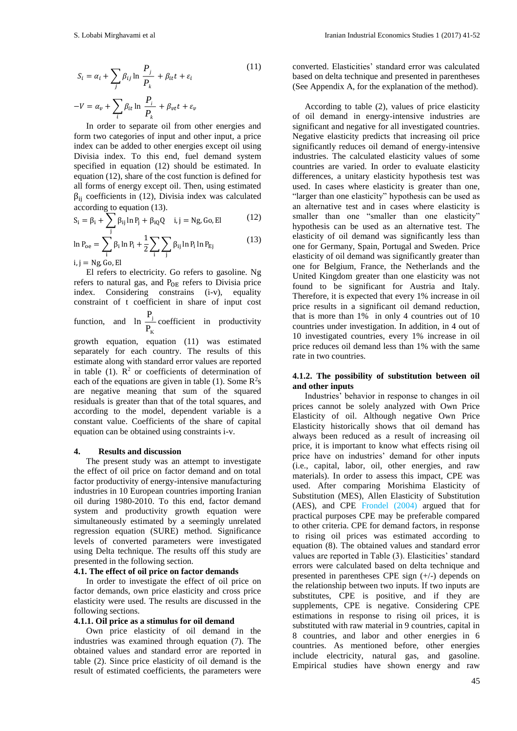$$S_i = \alpha_i + \sum_j \beta_{ij} \ln \frac{P_j}{P_k} + \beta_{it} t + \varepsilon_i \tag{11}$$

$$-V = \alpha_v + \sum_i \beta_{it} \ln \frac{P_i}{P_k} + \beta_{vt} t + \varepsilon_v$$

In order to separate oil from other energies and form two categories of input and other input, a price index can be added to other energies except oil using Divisia index. To this end, fuel demand system specified in equation (12) should be estimated. In equation (12), share of the cost function is defined for all forms of energy except oil. Then, using estimated $\beta_{ij}$ coefficients in (12), Divisia index was calculated according to equation (13).

$$S_i = \beta_i + \sum_j \beta_{ij} \ln P_j + \beta_{iQ} Q \quad i, j = Ng, Go, El \tag{12}$$

$$\ln P_{oe} = \sum_i \beta_i \ln P_i + \frac{1}{2} \sum_i \sum_j \beta_{ij} \ln P_i \ln P_{Ej} \tag{13}$$

$i, j = Ng, Go, El$

El refers to electricity. Go refers to gasoline. Ng refers to natural gas, and $P_{OE}$ refers to Divisia price index. Considering constrains (i-v), equality constraint of t coefficient in share of input cost function, and $\ln \frac{P_j}{P_K}$ coefficient in productivity growth equation, equation (11) was estimated separately for each country. The results of this estimate along with standard error values are reported in table (1). $R^2$ or coefficients of determination of each of the equations are given in table (1). Some $R^2$s are negative meaning that sum of the squared residuals is greater than that of the total squares, and according to the model, dependent variable is a constant value. Coefficients of the share of capital equation can be obtained using constraints i-v.

## 4. Results and discussion

The present study was an attempt to investigate the effect of oil price on factor demand and on total factor productivity of energy-intensive manufacturing industries in 10 European countries importing Iranian oil during 1980-2010. To this end, factor demand system and productivity growth equation were simultaneously estimated by a seemingly unrelated regression equation (SURE) method. Significance levels of converted parameters were investigated using Delta technique. The results off this study are presented in the following section.

### 4.1. The effect of oil price on factor demands

In order to investigate the effect of oil price on factor demands, own price elasticity and cross price elasticity were used. The results are discussed in the following sections.

### 4.1.1. Oil price as a stimulus for oil demand

Own price elasticity of oil demand in the industries was examined through equation (7). The obtained values and standard error are reported in table (2). Since price elasticity of oil demand is the result of estimated coefficients, the parameters were converted. Elasticities' standard error was calculated based on delta technique and presented in parentheses (See Appendix A, for the explanation of the method).

According to table (2), values of price elasticity of oil demand in energy-intensive industries are significant and negative for all investigated countries. Negative elasticity predicts that increasing oil price significantly reduces oil demand of energy-intensive industries. The calculated elasticity values of some countries are varied. In order to evaluate elasticity differences, a unitary elasticity hypothesis test was used. In cases where elasticity is greater than one, "larger than one elasticity" hypothesis can be used as an alternative test and in cases where elasticity is smaller than one "smaller than one elasticity" hypothesis can be used as an alternative test. The elasticity of oil demand was significantly less than one for Germany, Spain, Portugal and Sweden. Price elasticity of oil demand was significantly greater than one for Belgium, France, the Netherlands and the United Kingdom greater than one elasticity was not found to be significant for Austria and Italy. Therefore, it is expected that every 1% increase in oil price results in a significant oil demand reduction, that is more than 1% in only 4 countries out of 10 countries under investigation. In addition, in 4 out of 10 investigated countries, every 1% increase in oil price reduces oil demand less than 1% with the same rate in two countries.

### 4.1.2. The possibility of substitution between oil and other inputs

Industries' behavior in response to changes in oil prices cannot be solely analyzed with Own Price Elasticity of oil. Although negative Own Price Elasticity historically shows that oil demand has always been reduced as a result of increasing oil price, it is important to know what effects rising oil price have on industries' demand for other inputs (i.e., capital, labor, oil, other energies, and raw materials). In order to assess this impact, CPE was used. After comparing Morishima Elasticity of Substitution (MES), Allen Elasticity of Substitution (AES), and CPE Frondel (2004) argued that for practical purposes CPE may be preferable compared to other criteria. CPE for demand factors, in response to rising oil prices was estimated according to equation (8). The obtained values and standard error values are reported in Table (3). Elasticities' standard errors were calculated based on delta technique and presented in parentheses CPE sign (+/-) depends on the relationship between two inputs. If two inputs are substitutes, CPE is positive, and if they are supplements, CPE is negative. Considering CPE estimations in response to rising oil prices, it is substituted with raw material in 9 countries, capital in 8 countries, and labor and other energies in 6 countries. As mentioned before, other energies include electricity, natural gas, and gasoline. Empirical studies have shown energy and raw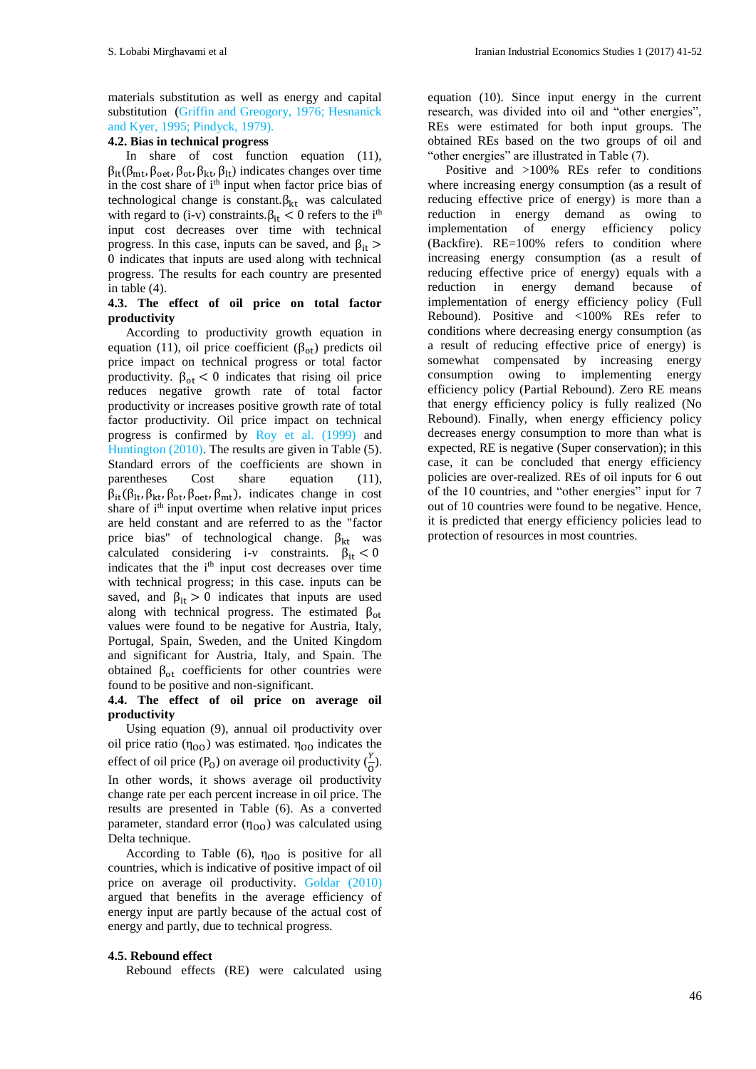materials substitution as well as energy and capital substitution (Griffin and Greogory, 1976; Hesnanick and Kyer, 1995; Pindyck, 1979).

### 4.2. Bias in technical progress

In share of cost function equation (11), $\beta_{it}(\beta_{mt}, \beta_{oet}, \beta_{ot}, \beta_{kt}, \beta_{lt})$ indicates changes over time in the cost share of i[th] input when factor price bias of technological change is constant.$\beta_{kt}$ was calculated with regard to (i-v) constraints.$\beta_{it} < 0$ refers to the i[th] input cost decreases over time with technical progress. In this case, inputs can be saved, and $\beta_{it} > 0$ indicates that inputs are used along with technical progress. The results for each country are presented in table (4).

### 4.3. The effect of oil price on total factor productivity

According to productivity growth equation in equation (11), oil price coefficient ($\beta_{ot}$) predicts oil price impact on technical progress or total factor productivity. $\beta_{ot} < 0$ indicates that rising oil price reduces negative growth rate of total factor productivity or increases positive growth rate of total factor productivity. Oil price impact on technical progress is confirmed by Roy et al. (1999) and Huntington (2010). The results are given in Table (5). Standard errors of the coefficients are shown in parentheses Cost share equation (11), $\beta_{it}(\beta_{lt}, \beta_{kt}, \beta_{ot}, \beta_{oet}, \beta_{mt})$, indicates change in cost share of i[th] input overtime when relative input prices are held constant and are referred to as the "factor price bias" of technological change. $\beta_{kt}$ was calculated considering i-v constraints. $\beta_{it} < 0$ indicates that the i[th] input cost decreases over time with technical progress; in this case. inputs can be saved, and $\beta_{it} > 0$ indicates that inputs are used along with technical progress. The estimated $\beta_{ot}$ values were found to be negative for Austria, Italy, Portugal, Spain, Sweden, and the United Kingdom and significant for Austria, Italy, and Spain. The obtained $\beta_{ot}$ coefficients for other countries were found to be positive and non-significant.

### 4.4. The effect of oil price on average oil productivity

Using equation (9), annual oil productivity over oil price ratio ($\eta_{OO}$) was estimated. $\eta_{OO}$ indicates the effect of oil price ($P_O$) on average oil productivity ($\frac{Y}{O}$). In other words, it shows average oil productivity change rate per each percent increase in oil price. The results are presented in Table (6). As a converted parameter, standard error ($\eta_{OO}$) was calculated using Delta technique.

According to Table (6), $\eta_{OO}$ is positive for all countries, which is indicative of positive impact of oil price on average oil productivity. Goldar (2010) argued that benefits in the average efficiency of energy input are partly because of the actual cost of energy and partly, due to technical progress.

### 4.5. Rebound effect

Rebound effects (RE) were calculated using equation (10). Since input energy in the current research, was divided into oil and "other energies", REs were estimated for both input groups. The obtained REs based on the two groups of oil and "other energies" are illustrated in Table (7).

Positive and >100% REs refer to conditions where increasing energy consumption (as a result of reducing effective price of energy) is more than a reduction in energy demand as owing to implementation of energy efficiency policy (Backfire). RE=100% refers to condition where increasing energy consumption (as a result of reducing effective price of energy) equals with a reduction in energy demand because of implementation of energy efficiency policy (Full Rebound). Positive and <100% REs refer to conditions where decreasing energy consumption (as a result of reducing effective price of energy) is somewhat compensated by increasing energy consumption owing to implementing energy efficiency policy (Partial Rebound). Zero RE means that energy efficiency policy is fully realized (No Rebound). Finally, when energy efficiency policy decreases energy consumption to more than what is expected, RE is negative (Super conservation); in this case, it can be concluded that energy efficiency policies are over-realized. REs of oil inputs for 6 out of the 10 countries, and "other energies" input for 7 out of 10 countries were found to be negative. Hence, it is predicted that energy efficiency policies lead to protection of resources in most countries.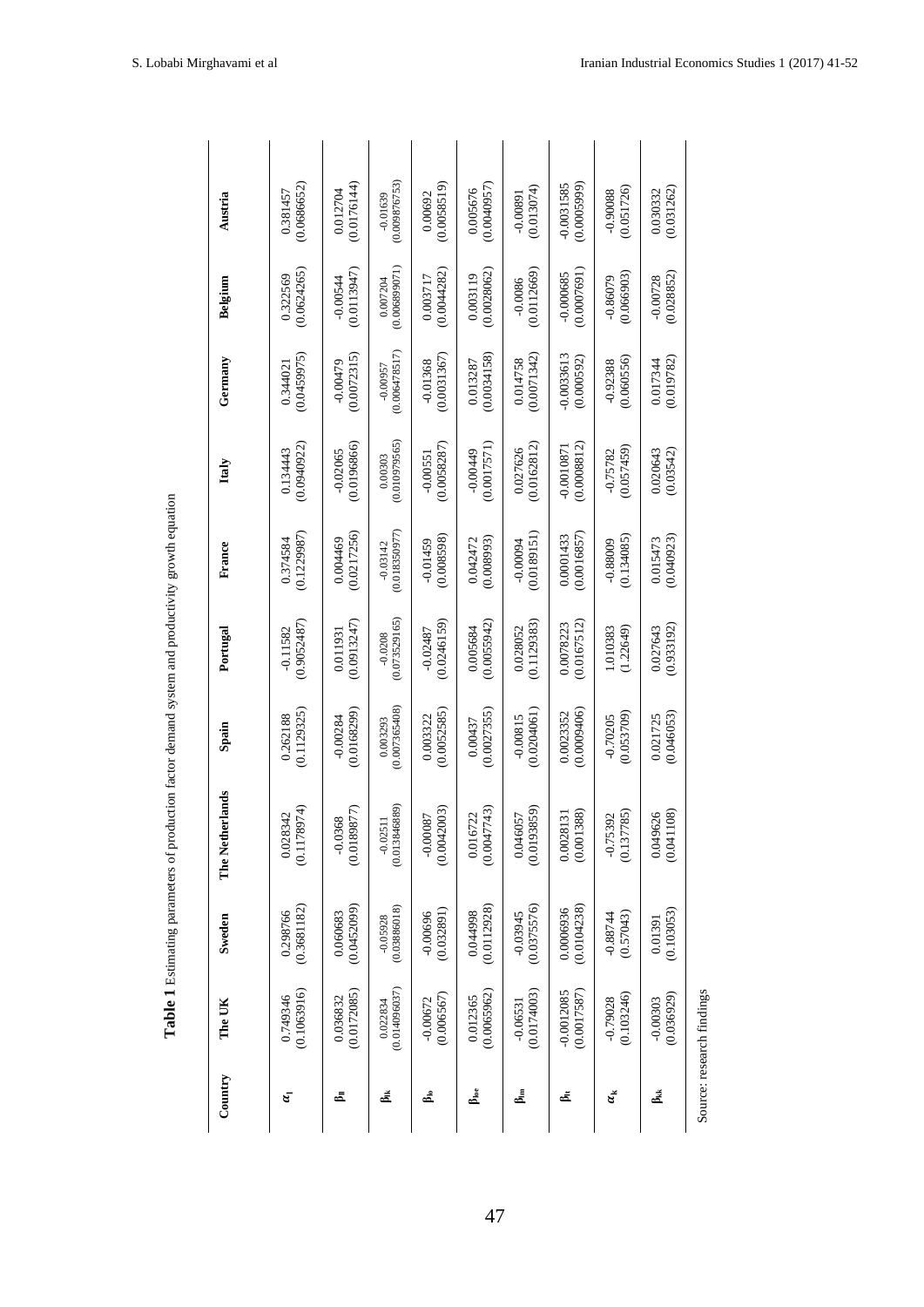**Table 1** Estimating parameters of production factor demand system and productivity growth equation

| Country | The UK | Sweden | The Netherlands | Spain | Portugal | France | Italy | Germany | Belgium | Austria |
|---|---|---|---|---|---|---|---|---|---|---|
| $\alpha_l$ | 0.749346 (0.1063916) | 0.298766 (0.3681182) | 0.028342 (0.1178974) | 0.262188 (0.1129325) | -0.11582 (0.9052487) | 0.374584 (0.1229987) | 0.134443 (0.0940922) | 0.344021 (0.0459975) | 0.322569 (0.0624265) | 0.381457 (0.0686652) |
| $\beta_{ll}$ | 0.036832 (0.0172085) | 0.060683 (0.0452099) | -0.0368 (0.0189877) | -0.00284 (0.0168299) | 0.011931 (0.0913247) | 0.004469 (0.0217256) | -0.02065 (0.0196866) | -0.00479 (0.0072315) | -0.00544 (0.0113947) | 0.012704 (0.0176144) |
| $\beta_{lk}$ | 0.022834 (0.014096037) | -0.05928 (0.03886018) | -0.02511 (0.013846889) | 0.003293 (0.007365408) | -0.0208 (0.073529165) | -0.03142 (0.018350977) | 0.00303 (0.010979565) | -0.00957 (0.00647851 7) | 0.007204 (0.006899071) | -0.01639 (0.009876753) |
| $\beta_{lo}$ | -0.00672 (0.006567) | -0.00696 (0.032891) | -0.00087 (0.0042003) | 0.003322 (0.0052585) | -0.02487 (0.0246159) | -0.01459 (0.008598) | -0.00551 (0.0058287) | -0.01368 (0.0031367) | 0.003717 (0.0044282) | 0.00692 (0.0058519) |
| $\beta_{le}$ | 0.012365 (0.0065962) | 0.044998 (0.0112928) | 0.016722 (0.0047743) | 0.00437 (0.0027355) | 0.005684 (0.0055942) | 0.042472 (0.008993) | -0.00449 (0.0017571) | 0.013287 (0.0034158) | 0.003119 (0.0028062) | 0.005676 (0.0040957) |
| $\beta_{lm}$ | -0.06531 (0.0174003) | -0.03945 (0.0375576) | 0.046057 (0.0193859) | -0.00815 (0.0204061) | 0.028052 (0.1129383) | -0.00094 (0.0189151) | 0.027626 (0.0162812) | 0.014758 (0.0071342) | -0.0086 (0.0112669) | -0.00891 (0.013074) |
| $\beta_{lt}$ | -0.0012085 (0.0017587) | 0.0006936 (0.0104238) | 0.0028131 (0.001388) | 0.0023352 (0.0009406) | 0.0078223 (0.0167512) | 0.0001433 (0.0016857) | -0.0010871 (0.0008812) | -0.0033613 (0.000592) | -0.000685 (0.0007691) | -0.0031585 (0.0005999) |
| $\alpha_k$ | -0.79028 (0.103246) | -0.88744 (0.57043) | -0.75392 (0.137785) | -0.70205 (0.053709) | 1.010383 (1.22649) | -0.88009 (0.134085) | -0.75782 (0.057459) | -0.92388 (0.060556) | -0.86079 (0.066903) | -0.90088 (0.051726) |
| $\beta_{kk}$ | -0.00303 (0.036929) | 0.01391 (0.103053) | 0.049626 (0.041108) | 0.021725 (0.046053) | 0.027643 (0.933192) | 0.015473 (0.040923) | 0.020643 (0.03542) | 0.017344 (0.019782) | -0.00728 (0.028852) | 0.030332 (0.031262) |

Source: research findings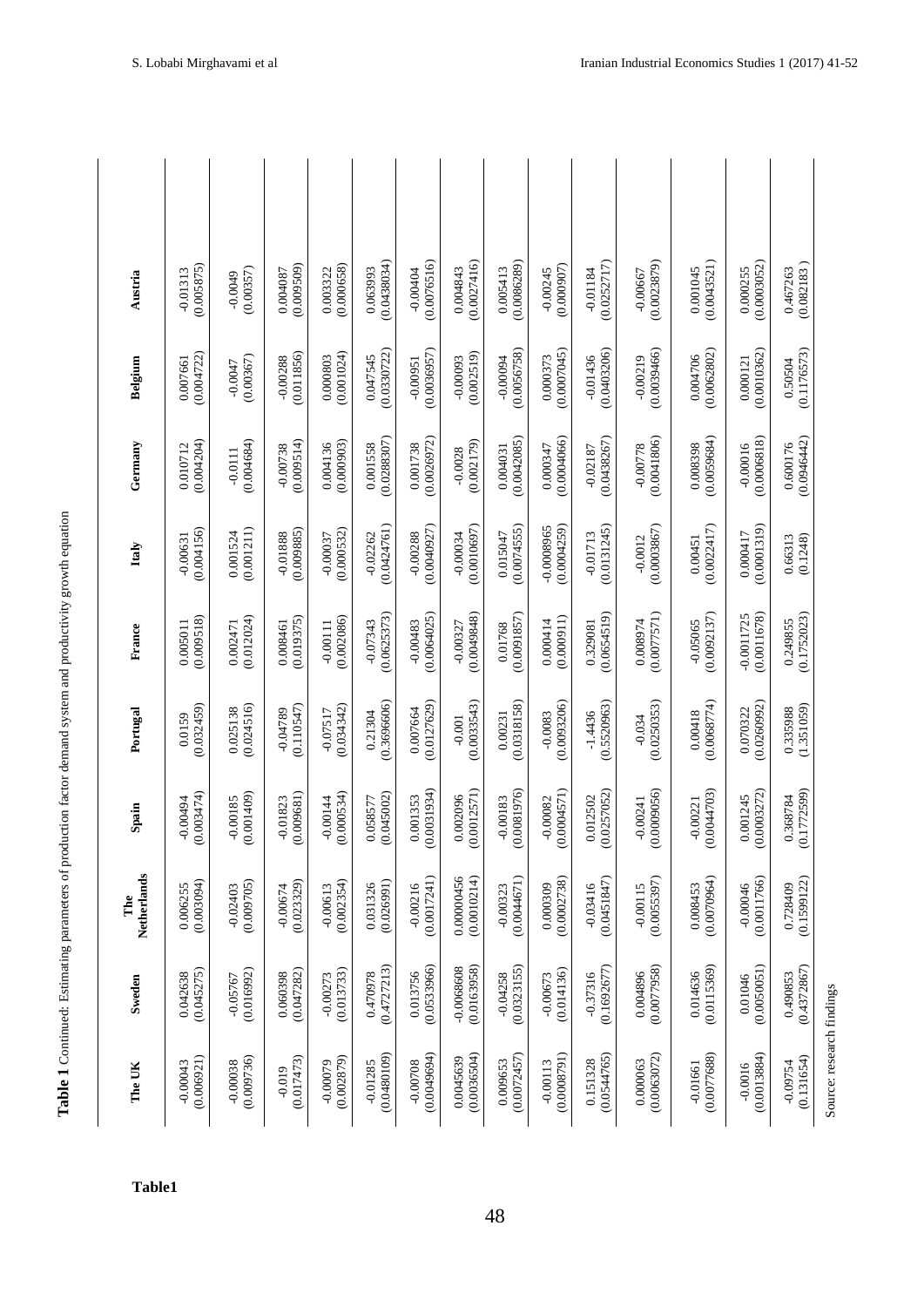**Table 1** Continued: Estimating parameters of production factor demand system and productivity growth equation

| The UK | Sweden | The Netherlands | Spain | Portugal | France | Italy | Germany | Belgium | Austria |
|---|---|---|---|---|---|---|---|---|---|
| -0.00043 (0.006921) | 0.042638 (0.045275) | 0.006255 (0.003094) | -0.00494 (0.003474) | 0.0159 (0.032459) | 0.005011 (0.009518) | -0.00631 (0.004156) | 0.010712 (0.004204) | 0.007661 (0.004722) | -0.01313 (0.005875) |
| -0.00038 (0.009736) | -0.05767 (0.016992) | -0.02403 (0.009705) | -0.00185 (0.001409) | 0.025138 (0.024516) | 0.002471 (0.012024) | 0.001524 (0.001211) | -0.0111 (0.004684) | -0.0047 (0.00367) | -0.0049 (0.00357) |
| -0.019 (0.017473) | 0.060398 (0.047282) | -0.00674 (0.023329) | -0.01823 (0.009681) | -0.04789 (0.110547) | 0.008461 (0.019375) | -0.01888 (0.009885) | -0.00738 (0.009514) | -0.00288 (0.011856) | 0.004087 (0.009509) |
| -0.00079 (0.002879) | -0.00273 (0.013733) | -0.00613 (0.002354) | -0.00144 (0.000534) | -0.07517 (0.034342) | -0.00111 (0.002086) | -0.00037 (0.000532) | 0.004136 (0.000903) | 0.000803 (0.001024) | 0.003322 (0.000658) |
| -0.01285 (0.0480109) | 0.470978 (0.4727213) | 0.031326 (0.026991) | 0.058577 (0.045002) | 0.21304 (0.3696606) | -0.07343 (0.0625373) | -0.02262 (0.0424761) | 0.001558 (0.0288307) | 0.047545 (0.0330722) | 0.063993 (0.0438034) |
| -0.00708 (0.0049694) | 0.013756 (0.0533966) | -0.00216 (0.0017241) | 0.001353 (0.0031934) | 0.007664 (0.0127629) | -0.00483 (0.0064025) | -0.00288 (0.0040927) | 0.001738 (0.0026972) | -0.00951 (0.0036957) | -0.00404 (0.0076516) |
| 0.0045639 (0.0036504) | -0.0068608 (0.0163958) | 0.00000456 (0.0010214) | 0.002096 (0.0012571) | -0.001 (0.0033543) | -0.00327 (0.0049848) | -0.00034 (0.0010697) | -0.0028 (0.002179) | -0.00093 (0.002519) | 0.004843 (0.0027416) |
| 0.009653 (0.0072457) | -0.04258 (0.0323155) | -0.00323 (0.0044671) | -0.00183 (0.0081976) | 0.00231 (0.0318158) | 0.01768 (0.0091857) | 0.015047 (0.0074555) | 0.004031 (0.0042085) | -0.00094 (0.0056758) | 0.005413 (0.0086289) |
| -0.00113 (0.0008791) | -0.00673 (0.014136) | 0.000309 (0.0002738) | -0.00082 (0.0004571) | -0.0083 (0.0093206) | 0.000414 (0.000911) | -0.0008965 (0.0004259) | 0.000347 (0.0004066) | 0.000373 (0.0007045) | -0.00245 (0.000907) |
| 0.151328 (0.0544765) | -0.37316 (0.1692677) | -0.03416 (0.0451847) | 0.012502 (0.0257052) | -1.4436 (0.5520963) | 0.329081 (0.0654519) | -0.01713 (0.0131245) | -0.02187 (0.0438267) | -0.01436 (0.0403206) | -0.01184 (0.0252717) |
| 0.000063 (0.0063072) | 0.004896 (0.0077958) | -0.00115 (0.0055397) | -0.00241 (0.0009056) | -0.034 (0.0250353) | 0.008974 (0.0077571) | -0.0012 (0.0003867) | -0.00778 (0.0041806) | -0.00219 (0.0039466) | -0.00667 (0.0023879) |
| -0.01661 (0.0077688) | 0.014636 (0.0115369) | 0.008453 (0.0070964) | -0.00221 (0.0044703) | 0.00418 (0.0068774) | -0.05065 (0.0092137) | 0.00451 (0.0022417) | 0.008398 (0.0059684) | 0.004706 (0.0062802) | 0.001045 (0.0043521) |
| -0.0016 (0.0013884) | 0.01046 (0.0050051) | -0.00046 (0.0011766) | 0.001245 (0.0003272) | 0.070322 (0.0260992) | -0.0011725 (0.0011678) | 0.000417 (0.0001319) | -0.00016 (0.0006818) | 0.000121 (0.0010362) | 0.000255 (0.0003052) |
| -0.09754 (0.131654) | 0.490853 (0.4372867) | 0.728409 (0.1599122) | 0.368784 (0.1772599) | 0.335988 (1.351059) | 0.249855 (0.1752023) | 0.66313 (0.1248) | 0.600176 (0.0946442) | 0.50504 (0.1176573) | 0.467263 (0.082183 ) |

Source: research findings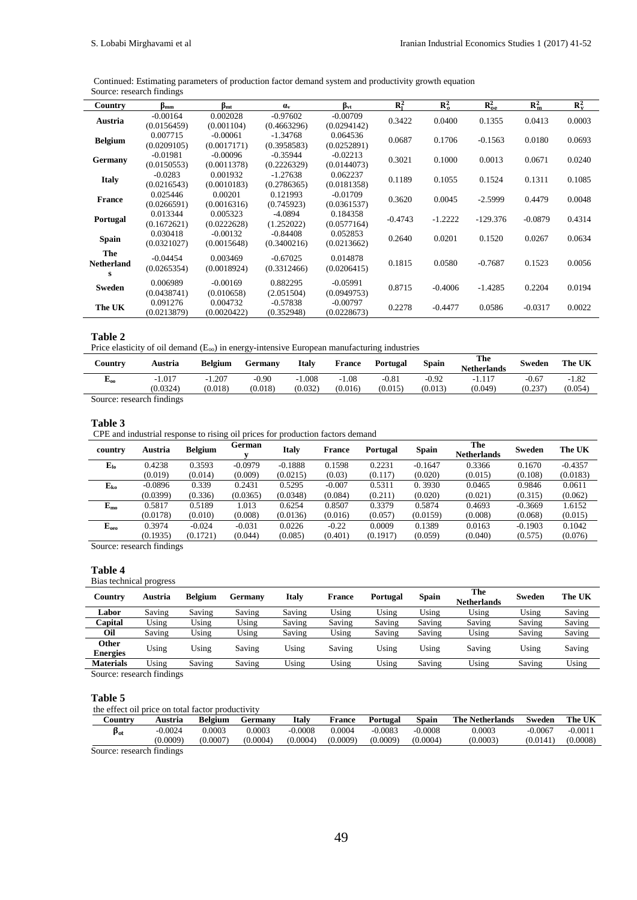Continued: Estimating parameters of production factor demand system and productivity growth equation
Source: research findings

| Country | $\beta_{mm}$ | $\beta_{mt}$ | $\alpha_v$ | $\beta_{vt}$ | $R_l^2$ | $R_o^2$ | $R_{oe}^2$ | $R_m^2$ | $R_v^2$ |
|---|---|---|---|---|---|---|---|---|---|
| **Austria** | -0.00164 (0.0156459) | 0.002028 (0.001104) | -0.97602 (0.4663296) | -0.00709 (0.0294142) | 0.3422 | 0.0400 | 0.1355 | 0.0413 | 0.0003 |
| **Belgium** | 0.007715 (0.0209105) | -0.00061 (0.0017171) | -1.34768 (0.3958583) | 0.064536 (0.0252891) | 0.0687 | 0.1706 | -0.1563 | 0.0180 | 0.0693 |
| **Germany** | -0.01981 (0.0150553) | -0.00096 (0.0011378) | -0.35944 (0.2226329) | -0.02213 (0.0144073) | 0.3021 | 0.1000 | 0.0013 | 0.0671 | 0.0240 |
| **Italy** | -0.0283 (0.0216543) | 0.001932 (0.0010183) | -1.27638 (0.2786365) | 0.062237 (0.0181358) | 0.1189 | 0.1055 | 0.1524 | 0.1311 | 0.1085 |
| **France** | 0.025446 (0.0266591) | 0.00201 (0.0016316) | 0.121993 (0.745923) | -0.01709 (0.0361537) | 0.3620 | 0.0045 | -2.5999 | 0.4479 | 0.0048 |
| **Portugal** | 0.013344 (0.1672621) | 0.005323 (0.0222628) | -4.0894 (1.252022) | 0.184358 (0.0577164) | -0.4743 | -1.2222 | -129.376 | -0.0879 | 0.4314 |
| **Spain** | 0.030418 (0.0321027) | -0.00132 (0.0015648) | -0.84408 (0.3400216) | 0.052853 (0.0213662) | 0.2640 | 0.0201 | 0.1520 | 0.0267 | 0.0634 |
| **The Netherlands** | -0.04454 (0.0265354) | 0.003469 (0.0018924) | -0.67025 (0.3312466) | 0.014878 (0.0206415) | 0.1815 | 0.0580 | -0.7687 | 0.1523 | 0.0056 |
| **Sweden** | 0.006989 (0.0438741) | -0.00169 (0.010658) | 0.882295 (2.051504) | -0.05991 (0.0949753) | 0.8715 | -0.4006 | -1.4285 | 0.2204 | 0.0194 |
| **The UK** | 0.091276 (0.0213879) | 0.004732 (0.0020422) | -0.57838 (0.352948) | -0.00797 (0.0228673) | 0.2278 | -0.4477 | 0.0586 | -0.0317 | 0.0022 |

**Table 2**

Price elasticity of oil demand ($E_{oo}$) in energy-intensive European manufacturing industries

| Country | Austria | Belgium | Germany | Italy | France | Portugal | Spain | The Netherlands | Sweden | The UK |
|---|---|---|---|---|---|---|---|---|---|---|
| $E_{oo}$ | -1.017 (0.0324) | -1.207 (0.018) | -0.90 (0.018) | -1.008 (0.032) | -1.08 (0.016) | -0.81 (0.015) | -0.92 (0.013) | -1.117 (0.049) | -0.67 (0.237) | -1.82 (0.054) |

Source: research findings

**Table 3**

CPE and industrial response to rising oil prices for production factors demand

| country | Austria | Belgium | Germany | Italy | France | Portugal | Spain | The Netherlands | Sweden | The UK |
|---|---|---|---|---|---|---|---|---|---|---|
| $E_{lo}$ | 0.4238 (0.019) | 0.3593 (0.014) | -0.0979 (0.009) | -0.1888 (0.0215) | 0.1598 (0.03) | 0.2231 (0.117) | -0.1647 (0.020) | 0.3366 (0.015) | 0.1670 (0.108) | -0.4357 (0.0183) |
| $E_{ko}$ | -0.0896 (0.0399) | 0.339 (0.336) | 0.2431 (0.0365) | 0.5295 (0.0348) | -0.007 (0.084) | 0.5311 (0.211) | 0. 3930 (0.020) | 0.0465 (0.021) | 0.9846 (0.315) | 0.0611 (0.062) |
| $E_{mo}$ | 0.5817 (0.0178) | 0.5189 (0.010) | 1.013 (0.008) | 0.6254 (0.0136) | 0.8507 (0.016) | 0.3379 (0.057) | 0.5874 (0.0159) | 0.4693 (0.008) | -0.3669 (0.068) | 1.6152 (0.015) |
| $E_{oeo}$ | 0.3974 (0.1935) | -0.024 (0.1721) | -0.031 (0.044) | 0.0226 (0.085) | -0.22 (0.401) | 0.0009 (0.1917) | 0.1389 (0.059) | 0.0163 (0.040) | -0.1903 (0.575) | 0.1042 (0.076) |

Source: research findings

**Table 4**

Bias technical progress

| Country | Austria | Belgium | Germany | Italy | France | Portugal | Spain | The Netherlands | Sweden | The UK |
|---|---|---|---|---|---|---|---|---|---|---|
| **Labor** | Saving | Saving | Saving | Saving | Using | Using | Using | Using | Using | Saving |
| **Capital** | Using | Using | Using | Saving | Saving | Saving | Saving | Saving | Saving | Saving |
| **Oil** | Saving | Using | Using | Saving | Using | Saving | Saving | Using | Saving | Saving |
| **Other Energies** | Using | Using | Saving | Using | Saving | Using | Using | Saving | Using | Saving |
| **Materials** | Using | Saving | Saving | Using | Using | Using | Saving | Using | Saving | Using |

Source: research findings

**Table 5**

the effect oil price on total factor productivity

| Country | Austria | Belgium | Germany | Italy | France | Portugal | Spain | The Netherlands | Sweden | The UK |
|---|---|---|---|---|---|---|---|---|---|---|
| $\beta_{ot}$ | -0.0024 (0.0009) | 0.0003 (0.0007) | 0.0003 (0.0004) | -0.0008 (0.0004) | 0.0004 (0.0009) | -0.0083 (0.0009) | -0.0008 (0.0004) | 0.0003 (0.0003) | -0.0067 (0.0141) | -0.0011 (0.0008) |

Source: research findings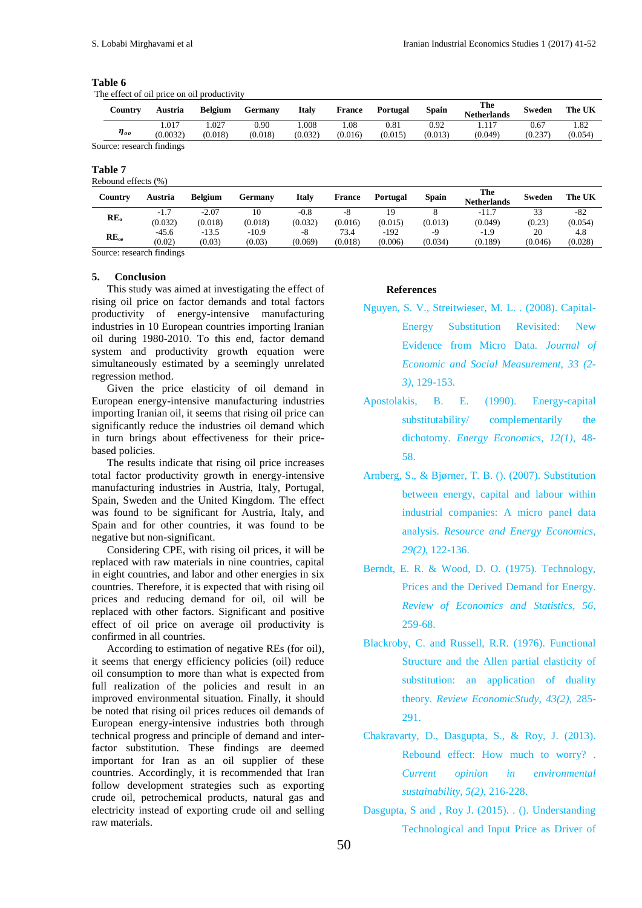**Table 6**

The effect of oil price on oil productivity

| Country | Austria | Belgium | Germany | Italy | France | Portugal | Spain | The Netherlands | Sweden | The UK |
|---|---|---|---|---|---|---|---|---|---|---|
| $\eta_{oo}$ | 1.017 (0.0032) | 1.027 (0.018) | 0.90 (0.018) | 1.008 (0.032) | 1.08 (0.016) | 0.81 (0.015) | 0.92 (0.013) | 1.117 (0.049) | 0.67 (0.237) | 1.82 (0.054) |

Source: research findings

**Table 7**

Rebound effects (%)

| Country | Austria | Belgium | Germany | Italy | France | Portugal | Spain | The Netherlands | Sweden | The UK |
|---|---|---|---|---|---|---|---|---|---|---|
| $RE_o$ | -1.7 (0.032) | -2.07 (0.018) | 10 (0.018) | -0.8 (0.032) | -8 (0.016) | 19 (0.015) | 8 (0.013) | -11.7 (0.049) | 33 (0.23) | -82 (0.054) |
| $RE_{oe}$ | -45.6 (0.02) | -13.5 (0.03) | -10.9 (0.03) | -8 (0.069) | 73.4 (0.018) | -192 (0.006) | -9 (0.034) | -1.9 (0.189) | 20 (0.046) | 4.8 (0.028) |

Source: research findings

## 5. Conclusion

This study was aimed at investigating the effect of rising oil price on factor demands and total factors productivity of energy-intensive manufacturing industries in 10 European countries importing Iranian oil during 1980-2010. To this end, factor demand system and productivity growth equation were simultaneously estimated by a seemingly unrelated regression method.

Given the price elasticity of oil demand in European energy-intensive manufacturing industries importing Iranian oil, it seems that rising oil price can significantly reduce the industries oil demand which in turn brings about effectiveness for their price-based policies.

The results indicate that rising oil price increases total factor productivity growth in energy-intensive manufacturing industries in Austria, Italy, Portugal, Spain, Sweden and the United Kingdom. The effect was found to be significant for Austria, Italy, and Spain and for other countries, it was found to be negative but non-significant.

Considering CPE, with rising oil prices, it will be replaced with raw materials in nine countries, capital in eight countries, and labor and other energies in six countries. Therefore, it is expected that with rising oil prices and reducing demand for oil, oil will be replaced with other factors. Significant and positive effect of oil price on average oil productivity is confirmed in all countries.

According to estimation of negative REs (for oil), it seems that energy efficiency policies (oil) reduce oil consumption to more than what is expected from full realization of the policies and result in an improved environmental situation. Finally, it should be noted that rising oil prices reduces oil demands of European energy-intensive industries both through technical progress and principle of demand and inter-factor substitution. These findings are deemed important for Iran as an oil supplier of these countries. Accordingly, it is recommended that Iran follow development strategies such as exporting crude oil, petrochemical products, natural gas and electricity instead of exporting crude oil and selling raw materials.

### References

Nguyen, S. V., Streitwieser, M. L. . (2008). Capital-Energy Substitution Revisited: New Evidence from Micro Data. *Journal of Economic and Social Measurement, 33 (2-3)*, 129-153.

Apostolakis, B. E. (1990). Energy-capital substitutability/ complementarily the dichotomy. *Energy Economics, 12(1)*, 48-58.

Arnberg, S., & Bjørner, T. B. (). (2007). Substitution between energy, capital and labour within industrial companies: A micro panel data analysis. *Resource and Energy Economics, 29(2)*, 122-136.

Berndt, E. R. & Wood, D. O. (1975). Technology, Prices and the Derived Demand for Energy. *Review of Economics and Statistics, 56*, 259-68.

Blackroby, C. and Russell, R.R. (1976). Functional Structure and the Allen partial elasticity of substitution: an application of duality theory. *Review EconomicStudy, 43(2)*, 285-291.

Chakravarty, D., Dasgupta, S., & Roy, J. (2013). Rebound effect: How much to worry? . *Current opinion in environmental sustainability, 5(2)*, 216-228.

Dasgupta, S and , Roy J. (2015). . (). Understanding Technological and Input Price as Driver of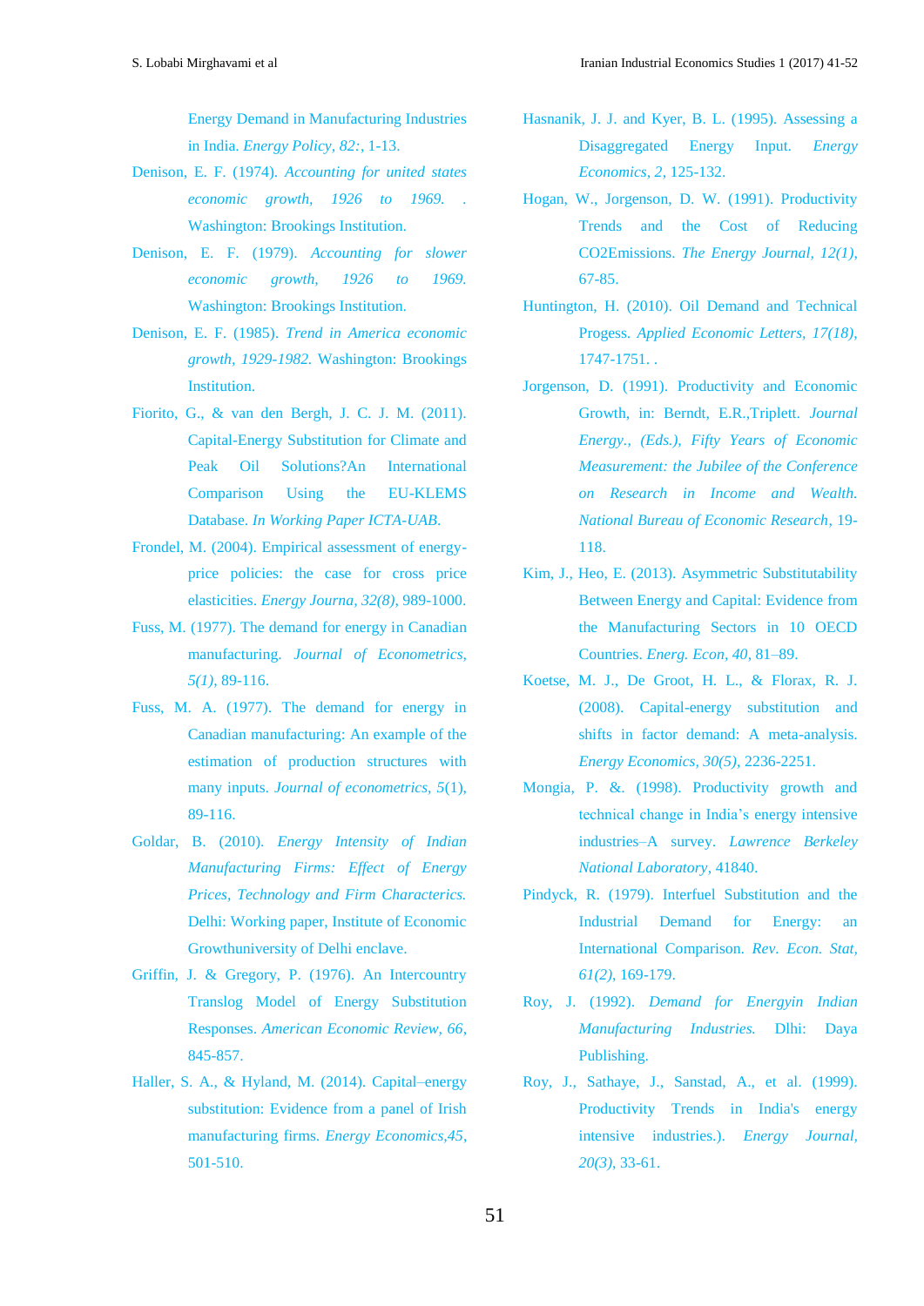Energy Demand in Manufacturing Industries in India. *Energy Policy, 82:*, 1-13.

Denison, E. F. (1974). *Accounting for united states economic growth, 1926 to 1969.* . Washington: Brookings Institution.

Denison, E. F. (1979). *Accounting for slower economic growth, 1926 to 1969.* Washington: Brookings Institution.

Denison, E. F. (1985). *Trend in America economic growth, 1929-1982.* Washington: Brookings Institution.

Fiorito, G., & van den Bergh, J. C. J. M. (2011). Capital-Energy Substitution for Climate and Peak Oil Solutions?An International Comparison Using the EU-KLEMS Database. *In Working Paper ICTA-UAB.*

Frondel, M. (2004). Empirical assessment of energy-price policies: the case for cross price elasticities. *Energy Journa, 32(8)*, 989-1000.

Fuss, M. (1977). The demand for energy in Canadian manufacturing. *Journal of Econometrics, 5(1)*, 89-116.

Fuss, M. A. (1977). The demand for energy in Canadian manufacturing: An example of the estimation of production structures with many inputs. *Journal of econometrics, 5*(1), 89-116.

Goldar, B. (2010). *Energy Intensity of Indian Manufacturing Firms: Effect of Energy Prices, Technology and Firm Characterics.* Delhi: Working paper, Institute of Economic Growthuniversity of Delhi enclave.

Griffin, J. & Gregory, P. (1976). An Intercountry Translog Model of Energy Substitution Responses. *American Economic Review, 66*, 845-857.

Haller, S. A., & Hyland, M. (2014). Capital–energy substitution: Evidence from a panel of Irish manufacturing firms. *Energy Economics,45*, 501-510.

Hasnanik, J. J. and Kyer, B. L. (1995). Assessing a Disaggregated Energy Input. *Energy Economics, 2*, 125-132.

Hogan, W., Jorgenson, D. W. (1991). Productivity Trends and the Cost of Reducing CO2Emissions. *The Energy Journal, 12(1)*, 67-85.

Huntington, H. (2010). Oil Demand and Technical Progess. *Applied Economic Letters, 17(18)*, 1747-1751. .

Jorgenson, D. (1991). Productivity and Economic Growth, in: Berndt, E.R.,Triplett. *Journal Energy., (Eds.), Fifty Years of Economic Measurement: the Jubilee of the Conference on Research in Income and Wealth. National Bureau of Economic Research*, 19-118.

Kim, J., Heo, E. (2013). Asymmetric Substitutability Between Energy and Capital: Evidence from the Manufacturing Sectors in 10 OECD Countries. *Energ. Econ, 40*, 81–89.

Koetse, M. J., De Groot, H. L., & Florax, R. J. (2008). Capital-energy substitution and shifts in factor demand: A meta-analysis. *Energy Economics, 30(5)*, 2236-2251.

Mongia, P. &. (1998). Productivity growth and technical change in India's energy intensive industries–A survey. *Lawrence Berkeley National Laboratory*, 41840.

Pindyck, R. (1979). Interfuel Substitution and the Industrial Demand for Energy: an International Comparison. *Rev. Econ. Stat, 61(2)*, 169-179.

Roy, J. (1992). *Demand for Energyin Indian Manufacturing Industries.* Dlhi: Daya Publishing.

Roy, J., Sathaye, J., Sanstad, A., et al. (1999). Productivity Trends in India's energy intensive industries.). *Energy Journal, 20(3)*, 33-61.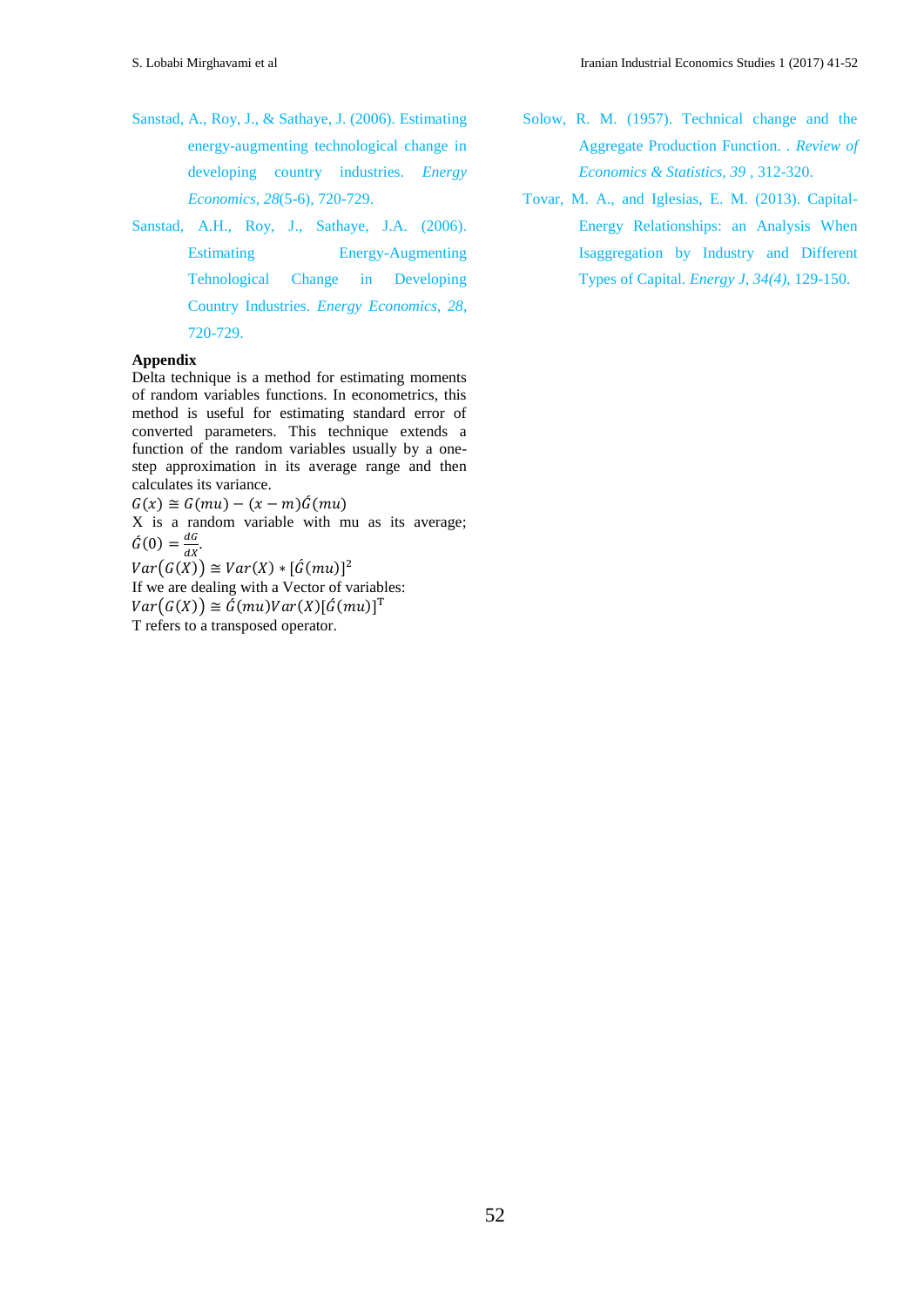Sanstad, A., Roy, J., & Sathaye, J. (2006). Estimating energy-augmenting technological change in developing country industries. *Energy Economics*, *28*(5-6), 720-729.

Sanstad, A.H., Roy, J., Sathaye, J.A. (2006). Estimating Energy-Augmenting Tehnological Change in Developing Country Industries. *Energy Economics, 28*, 720-729.

Solow, R. M. (1957). Technical change and the Aggregate Production Function. . *Review of Economics & Statistics, 39* , 312-320.

Tovar, M. A., and Iglesias, E. M. (2013). Capital-Energy Relationships: an Analysis When Isaggregation by Industry and Different Types of Capital. *Energy J, 34(4)*, 129-150.

**Appendix**

Delta technique is a method for estimating moments of random variables functions. In econometrics, this method is useful for estimating standard error of converted parameters. This technique extends a function of the random variables usually by a one-step approximation in its average range and then calculates its variance.

$G(x) \cong G(mu) - (x - m)\acute{G}(mu)$

X is a random variable with mu as its average; $\acute{G}(0) = \frac{dG}{dX}$.

$Var\big(G(X)\big) \cong Var(X) * [\acute{G}(mu)]^2$

If we are dealing with a Vector of variables:

$Var\big(G(X)\big) \cong \acute{G}(mu)Var(X)[\acute{G}(mu)]^{\mathrm{T}}$

T refers to a transposed operator.